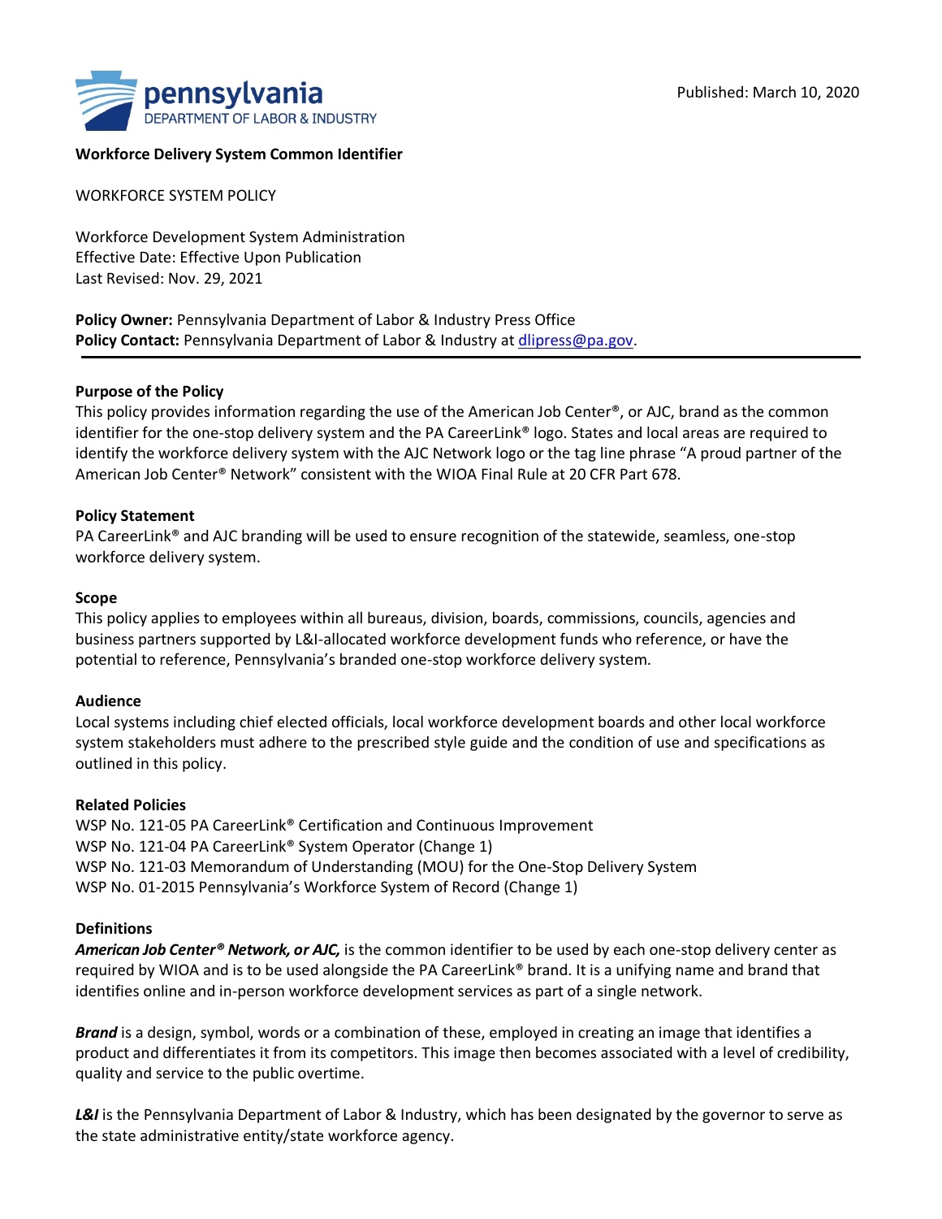Published: March 10, 2020

**Workforce Delivery System Common Identifier**

WORKFORCE SYSTEM POLICY

Workforce Development System Administration
Effective Date: Effective Upon Publication
Last Revised: Nov. 29, 2021

**Policy Owner:** Pennsylvania Department of Labor & Industry Press Office
**Policy Contact:** Pennsylvania Department of Labor & Industry at dlipress@pa.gov.

---

**Purpose of the Policy**

This policy provides information regarding the use of the American Job Center®, or AJC, brand as the common identifier for the one-stop delivery system and the PA CareerLink® logo. States and local areas are required to identify the workforce delivery system with the AJC Network logo or the tag line phrase "A proud partner of the American Job Center® Network" consistent with the WIOA Final Rule at 20 CFR Part 678.

**Policy Statement**

PA CareerLink® and AJC branding will be used to ensure recognition of the statewide, seamless, one-stop workforce delivery system.

**Scope**

This policy applies to employees within all bureaus, division, boards, commissions, councils, agencies and business partners supported by L&I-allocated workforce development funds who reference, or have the potential to reference, Pennsylvania's branded one-stop workforce delivery system.

**Audience**

Local systems including chief elected officials, local workforce development boards and other local workforce system stakeholders must adhere to the prescribed style guide and the condition of use and specifications as outlined in this policy.

**Related Policies**

WSP No. 121-05 PA CareerLink® Certification and Continuous Improvement
WSP No. 121-04 PA CareerLink® System Operator (Change 1)
WSP No. 121-03 Memorandum of Understanding (MOU) for the One-Stop Delivery System
WSP No. 01-2015 Pennsylvania's Workforce System of Record (Change 1)

**Definitions**

***American Job Center® Network, or AJC,*** is the common identifier to be used by each one-stop delivery center as required by WIOA and is to be used alongside the PA CareerLink® brand. It is a unifying name and brand that identifies online and in-person workforce development services as part of a single network.

***Brand*** is a design, symbol, words or a combination of these, employed in creating an image that identifies a product and differentiates it from its competitors. This image then becomes associated with a level of credibility, quality and service to the public overtime.

***L&I*** is the Pennsylvania Department of Labor & Industry, which has been designated by the governor to serve as the state administrative entity/state workforce agency.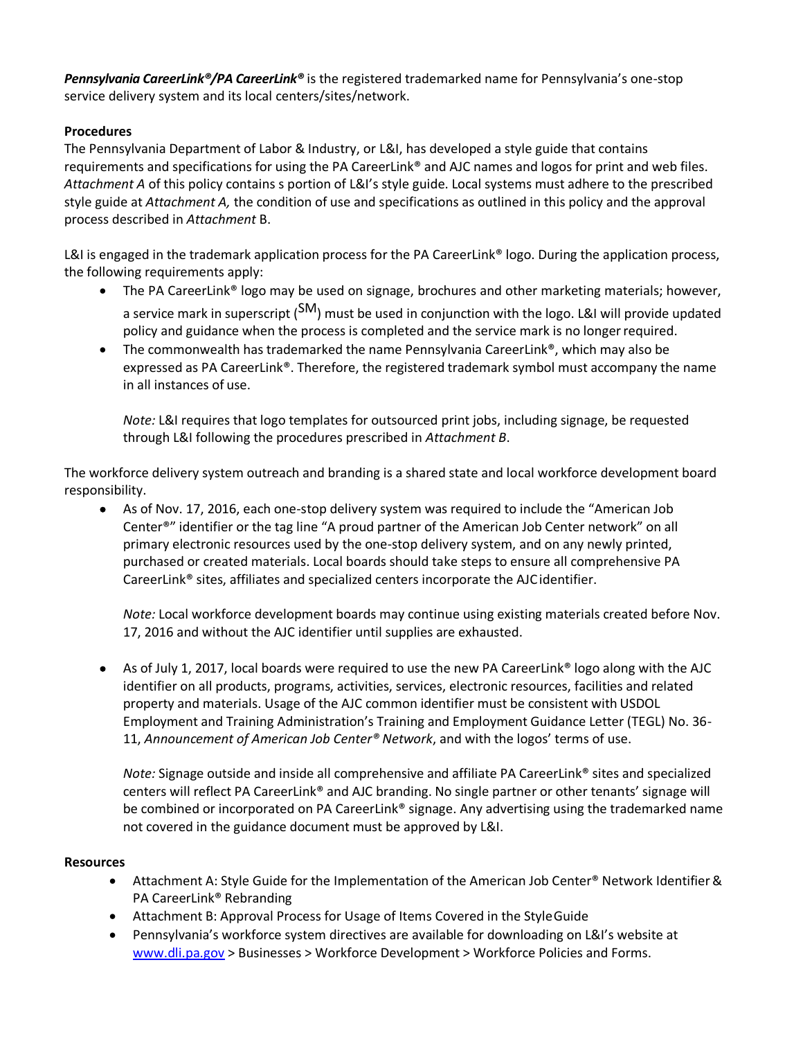***Pennsylvania CareerLink®/PA CareerLink®*** is the registered trademarked name for Pennsylvania's one-stop service delivery system and its local centers/sites/network.

**Procedures**

The Pennsylvania Department of Labor & Industry, or L&I, has developed a style guide that contains requirements and specifications for using the PA CareerLink® and AJC names and logos for print and web files. *Attachment A* of this policy contains s portion of L&I's style guide. Local systems must adhere to the prescribed style guide at *Attachment A,* the condition of use and specifications as outlined in this policy and the approval process described in *Attachment* B.

L&I is engaged in the trademark application process for the PA CareerLink® logo. During the application process, the following requirements apply:

- The PA CareerLink® logo may be used on signage, brochures and other marketing materials; however, a service mark in superscript (SM) must be used in conjunction with the logo. L&I will provide updated policy and guidance when the process is completed and the service mark is no longer required.
- The commonwealth has trademarked the name Pennsylvania CareerLink®, which may also be expressed as PA CareerLink®. Therefore, the registered trademark symbol must accompany the name in all instances of use.

  *Note:* L&I requires that logo templates for outsourced print jobs, including signage, be requested through L&I following the procedures prescribed in *Attachment B*.

The workforce delivery system outreach and branding is a shared state and local workforce development board responsibility.

- As of Nov. 17, 2016, each one-stop delivery system was required to include the "American Job Center®" identifier or the tag line "A proud partner of the American Job Center network" on all primary electronic resources used by the one-stop delivery system, and on any newly printed, purchased or created materials. Local boards should take steps to ensure all comprehensive PA CareerLink® sites, affiliates and specialized centers incorporate the AJC identifier.

  *Note:* Local workforce development boards may continue using existing materials created before Nov. 17, 2016 and without the AJC identifier until supplies are exhausted.

- As of July 1, 2017, local boards were required to use the new PA CareerLink® logo along with the AJC identifier on all products, programs, activities, services, electronic resources, facilities and related property and materials. Usage of the AJC common identifier must be consistent with USDOL Employment and Training Administration's Training and Employment Guidance Letter (TEGL) No. 36-11, *Announcement of American Job Center® Network*, and with the logos' terms of use.

  *Note:* Signage outside and inside all comprehensive and affiliate PA CareerLink® sites and specialized centers will reflect PA CareerLink® and AJC branding. No single partner or other tenants' signage will be combined or incorporated on PA CareerLink® signage. Any advertising using the trademarked name not covered in the guidance document must be approved by L&I.

**Resources**

- Attachment A: Style Guide for the Implementation of the American Job Center® Network Identifier & PA CareerLink® Rebranding
- Attachment B: Approval Process for Usage of Items Covered in the Style Guide
- Pennsylvania's workforce system directives are available for downloading on L&I's website at www.dli.pa.gov > Businesses > Workforce Development > Workforce Policies and Forms.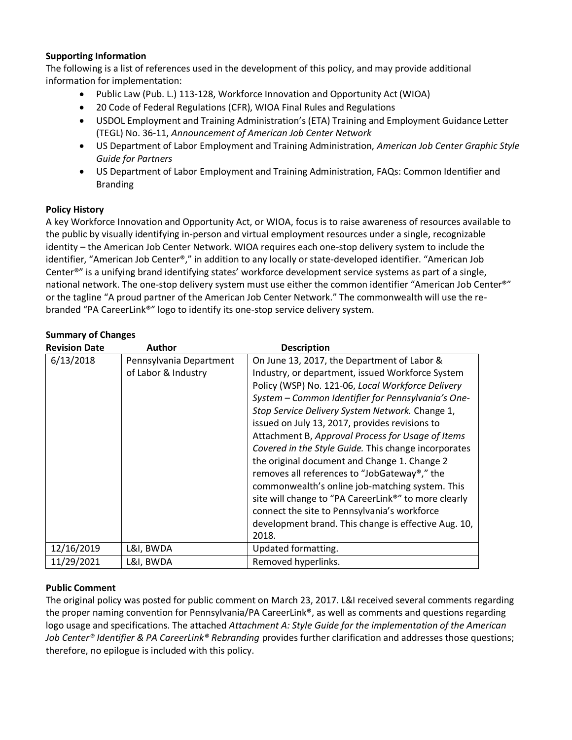**Supporting Information**

The following is a list of references used in the development of this policy, and may provide additional information for implementation:

- Public Law (Pub. L.) 113-128, Workforce Innovation and Opportunity Act (WIOA)
- 20 Code of Federal Regulations (CFR), WIOA Final Rules and Regulations
- USDOL Employment and Training Administration's (ETA) Training and Employment Guidance Letter (TEGL) No. 36-11, *Announcement of American Job Center Network*
- US Department of Labor Employment and Training Administration, *American Job Center Graphic Style Guide for Partners*
- US Department of Labor Employment and Training Administration, FAQs: Common Identifier and Branding

**Policy History**

A key Workforce Innovation and Opportunity Act, or WIOA, focus is to raise awareness of resources available to the public by visually identifying in-person and virtual employment resources under a single, recognizable identity – the American Job Center Network. WIOA requires each one-stop delivery system to include the identifier, "American Job Center®," in addition to any locally or state-developed identifier. "American Job Center®" is a unifying brand identifying states' workforce development service systems as part of a single, national network. The one-stop delivery system must use either the common identifier "American Job Center®" or the tagline "A proud partner of the American Job Center Network." The commonwealth will use the re-branded "PA CareerLink®" logo to identify its one-stop service delivery system.

**Summary of Changes**

| Revision Date | Author | Description |
| --- | --- | --- |
| 6/13/2018 | Pennsylvania Department of Labor & Industry | On June 13, 2017, the Department of Labor & Industry, or department, issued Workforce System Policy (WSP) No. 121-06, *Local Workforce Delivery System – Common Identifier for Pennsylvania's One-Stop Service Delivery System Network.* Change 1, issued on July 13, 2017, provides revisions to Attachment B, *Approval Process for Usage of Items Covered in the Style Guide.* This change incorporates the original document and Change 1. Change 2 removes all references to "JobGateway®," the commonwealth's online job-matching system. This site will change to "PA CareerLink®" to more clearly connect the site to Pennsylvania's workforce development brand. This change is effective Aug. 10, 2018. |
| 12/16/2019 | L&I, BWDA | Updated formatting. |
| 11/29/2021 | L&I, BWDA | Removed hyperlinks. |

**Public Comment**

The original policy was posted for public comment on March 23, 2017. L&I received several comments regarding the proper naming convention for Pennsylvania/PA CareerLink®, as well as comments and questions regarding logo usage and specifications. The attached *Attachment A: Style Guide for the implementation of the American Job Center® Identifier & PA CareerLink® Rebranding* provides further clarification and addresses those questions; therefore, no epilogue is included with this policy.